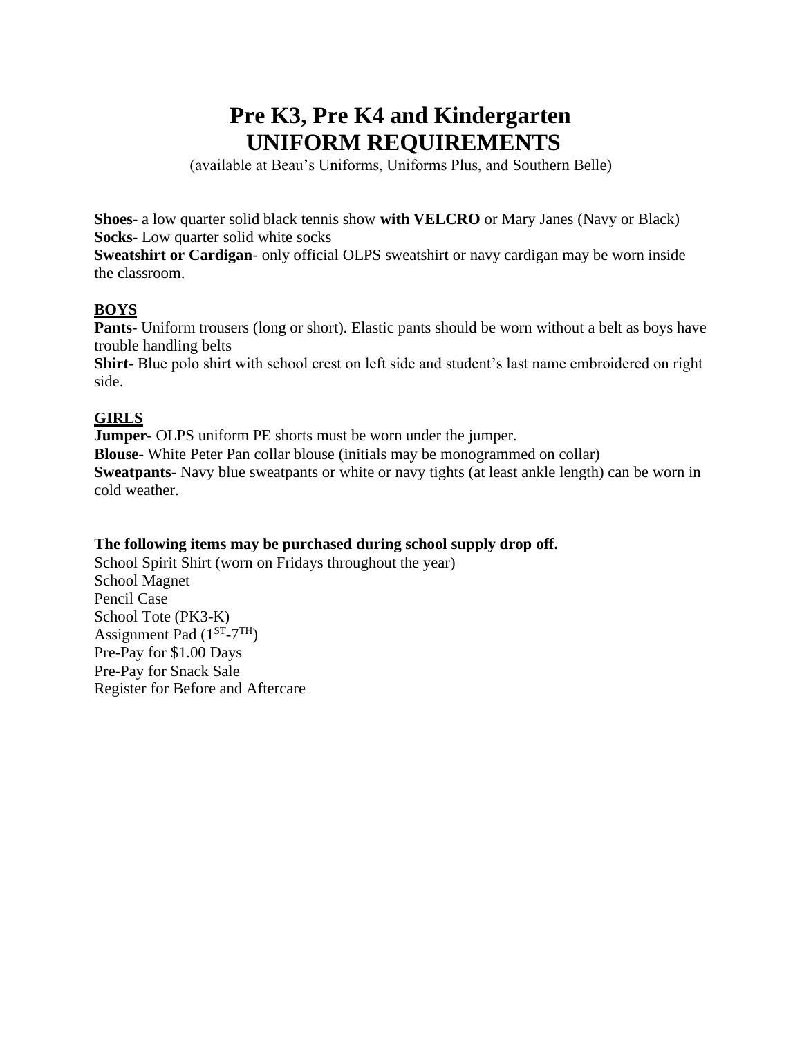# Pre K3, Pre K4 and Kindergarten
# UNIFORM REQUIREMENTS

(available at Beau's Uniforms, Uniforms Plus, and Southern Belle)

**Shoes**- a low quarter solid black tennis show **with VELCRO** or Mary Janes (Navy or Black)
**Socks**- Low quarter solid white socks
**Sweatshirt or Cardigan**- only official OLPS sweatshirt or navy cardigan may be worn inside the classroom.

**BOYS**

**Pants**- Uniform trousers (long or short). Elastic pants should be worn without a belt as boys have trouble handling belts
**Shirt**- Blue polo shirt with school crest on left side and student's last name embroidered on right side.

**GIRLS**

**Jumper**- OLPS uniform PE shorts must be worn under the jumper.
**Blouse**- White Peter Pan collar blouse (initials may be monogrammed on collar)
**Sweatpants**- Navy blue sweatpants or white or navy tights (at least ankle length) can be worn in cold weather.

**The following items may be purchased during school supply drop off.**

School Spirit Shirt (worn on Fridays throughout the year)
School Magnet
Pencil Case
School Tote (PK3-K)
Assignment Pad (1ST-7TH)
Pre-Pay for $1.00 Days
Pre-Pay for Snack Sale
Register for Before and Aftercare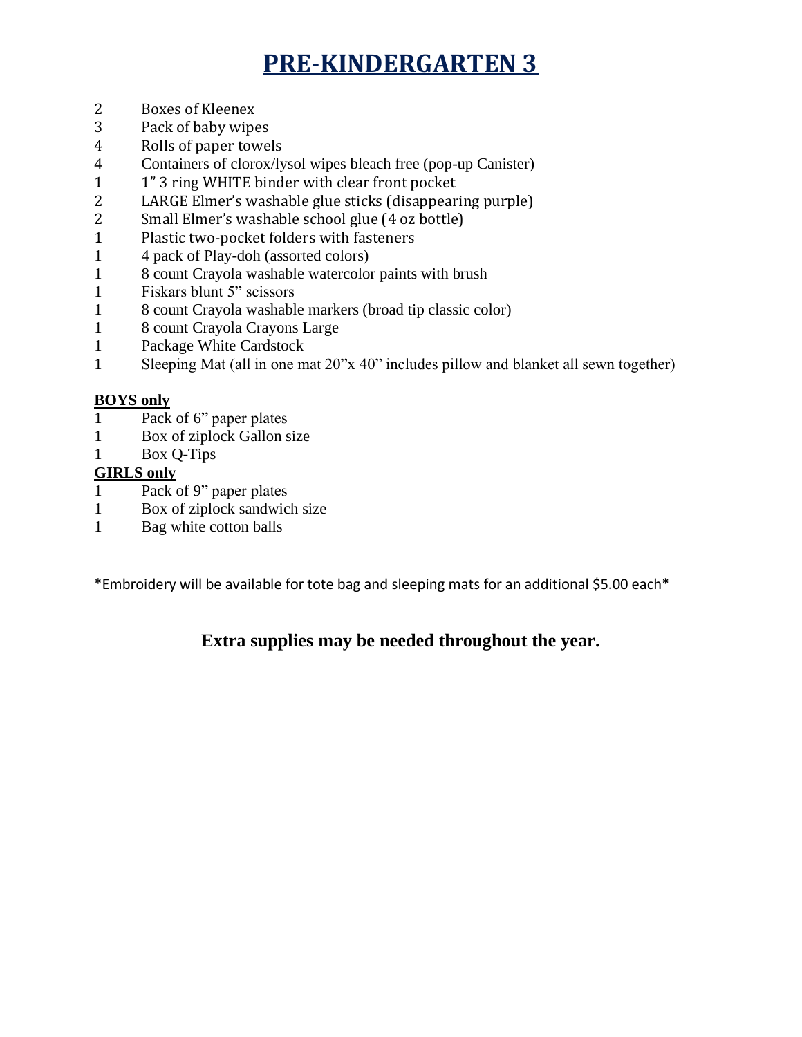# PRE-KINDERGARTEN 3

2 Boxes of Kleenex
3 Pack of baby wipes
4 Rolls of paper towels
4 Containers of clorox/lysol wipes bleach free (pop-up Canister)
1 1" 3 ring WHITE binder with clear front pocket
2 LARGE Elmer's washable glue sticks (disappearing purple)
2 Small Elmer's washable school glue (4 oz bottle)
1 Plastic two-pocket folders with fasteners
1 4 pack of Play-doh (assorted colors)
1 8 count Crayola washable watercolor paints with brush
1 Fiskars blunt 5" scissors
1 8 count Crayola washable markers (broad tip classic color)
1 8 count Crayola Crayons Large
1 Package White Cardstock
1 Sleeping Mat (all in one mat 20"x 40" includes pillow and blanket all sewn together)

**BOYS only**

1 Pack of 6" paper plates
1 Box of ziplock Gallon size
1 Box Q-Tips

**GIRLS only**

1 Pack of 9" paper plates
1 Box of ziplock sandwich size
1 Bag white cotton balls

*Embroidery will be available for tote bag and sleeping mats for an additional $5.00 each*

**Extra supplies may be needed throughout the year.**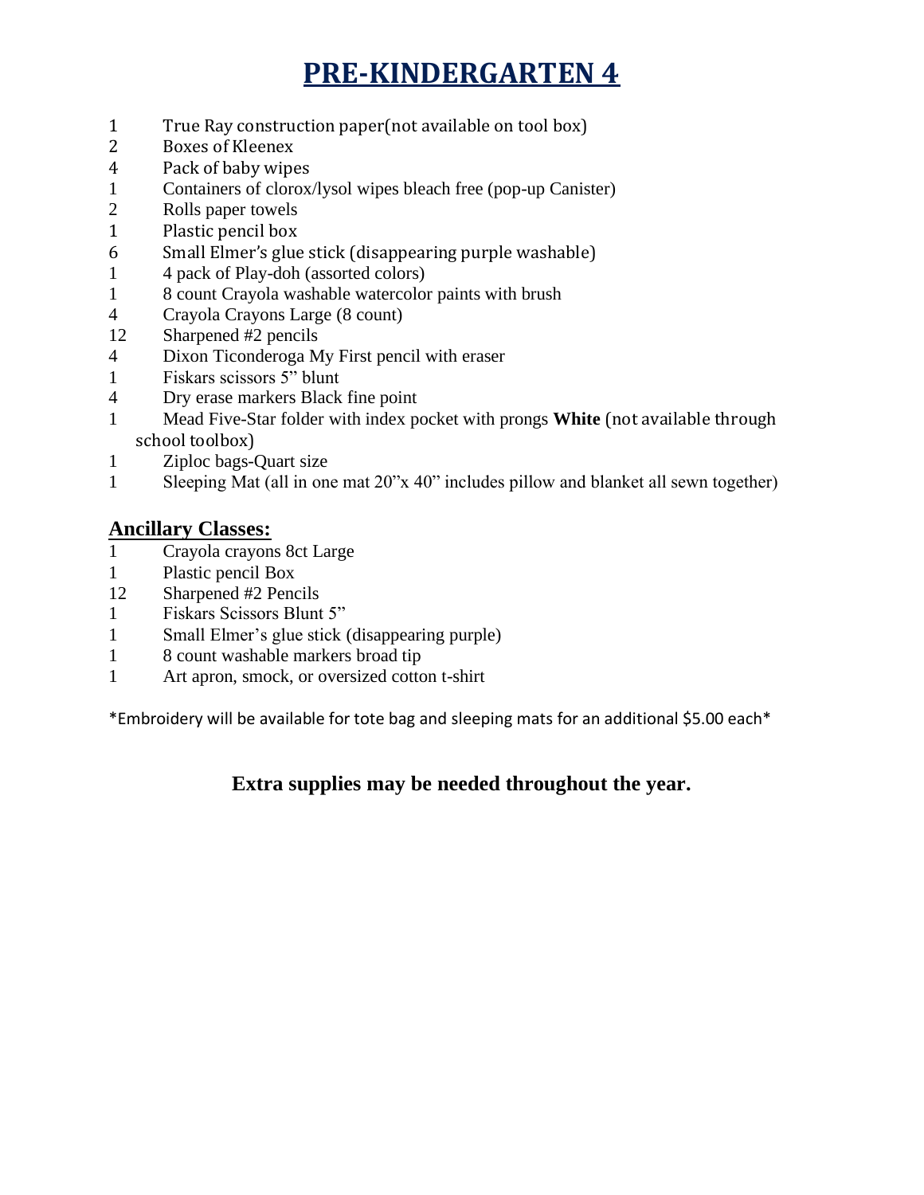# PRE-KINDERGARTEN 4

1 True Ray construction paper(not available on tool box)  
2 Boxes of Kleenex  
4 Pack of baby wipes  
1 Containers of clorox/lysol wipes bleach free (pop-up Canister)  
2 Rolls paper towels  
1 Plastic pencil box  
6 Small Elmer's glue stick (disappearing purple washable)  
1 4 pack of Play-doh (assorted colors)  
1 8 count Crayola washable watercolor paints with brush  
4 Crayola Crayons Large (8 count)  
12 Sharpened #2 pencils  
4 Dixon Ticonderoga My First pencil with eraser  
1 Fiskars scissors 5" blunt  
4 Dry erase markers Black fine point  
1 Mead Five-Star folder with index pocket with prongs **White** (not available through school toolbox)  
1 Ziploc bags-Quart size  
1 Sleeping Mat (all in one mat 20"x 40" includes pillow and blanket all sewn together)

## Ancillary Classes:

1 Crayola crayons 8ct Large  
1 Plastic pencil Box  
12 Sharpened #2 Pencils  
1 Fiskars Scissors Blunt 5"  
1 Small Elmer's glue stick (disappearing purple)  
1 8 count washable markers broad tip  
1 Art apron, smock, or oversized cotton t-shirt

*Embroidery will be available for tote bag and sleeping mats for an additional $5.00 each*

**Extra supplies may be needed throughout the year.**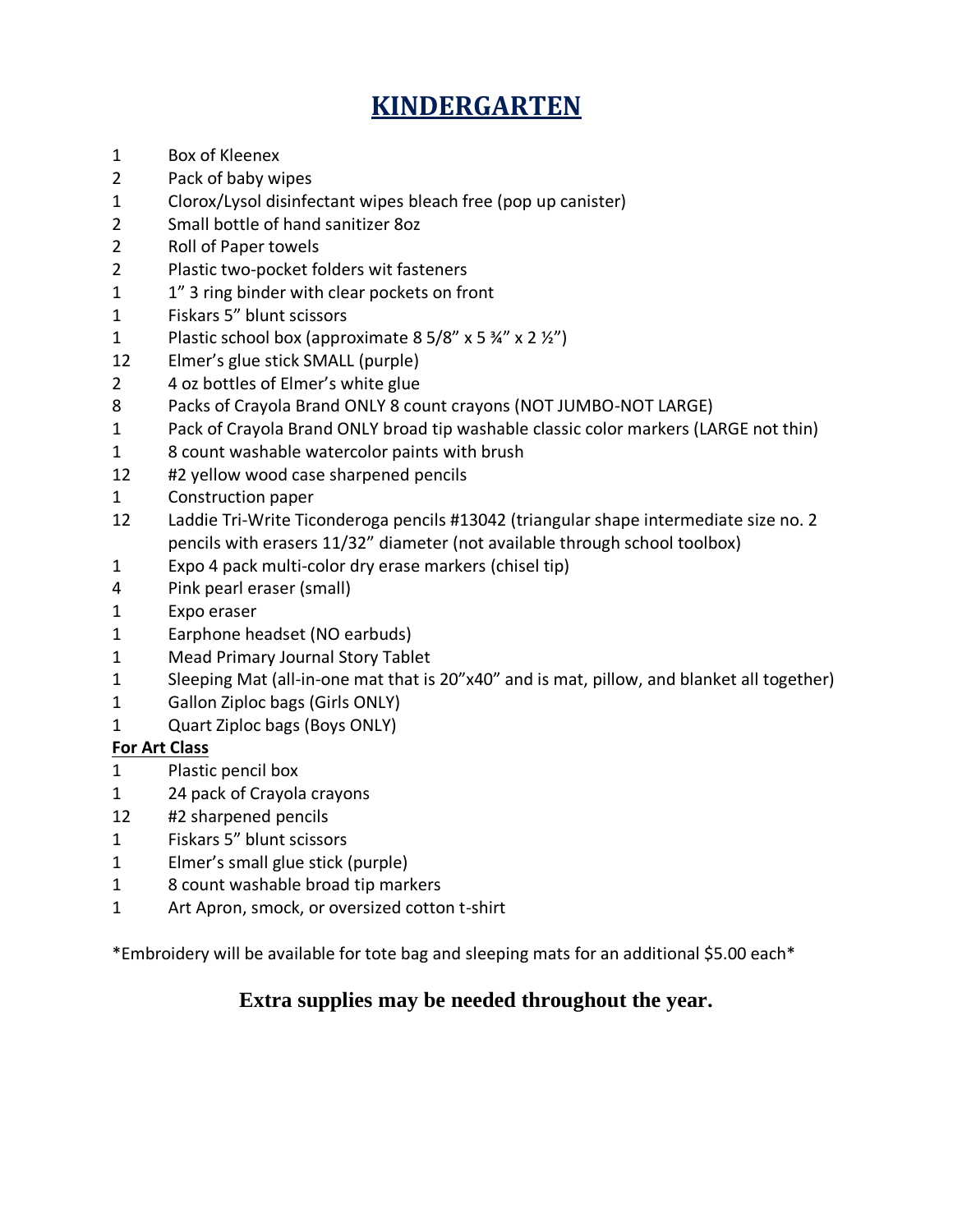# KINDERGARTEN

1 Box of Kleenex
2 Pack of baby wipes
1 Clorox/Lysol disinfectant wipes bleach free (pop up canister)
2 Small bottle of hand sanitizer 8oz
2 Roll of Paper towels
2 Plastic two-pocket folders wit fasteners
1 1" 3 ring binder with clear pockets on front
1 Fiskars 5" blunt scissors
1 Plastic school box (approximate 8 5/8" x 5 ¾" x 2 ½")
12 Elmer's glue stick SMALL (purple)
2 4 oz bottles of Elmer's white glue
8 Packs of Crayola Brand ONLY 8 count crayons (NOT JUMBO-NOT LARGE)
1 Pack of Crayola Brand ONLY broad tip washable classic color markers (LARGE not thin)
1 8 count washable watercolor paints with brush
12 #2 yellow wood case sharpened pencils
1 Construction paper
12 Laddie Tri-Write Ticonderoga pencils #13042 (triangular shape intermediate size no. 2 pencils with erasers 11/32" diameter (not available through school toolbox)
1 Expo 4 pack multi-color dry erase markers (chisel tip)
4 Pink pearl eraser (small)
1 Expo eraser
1 Earphone headset (NO earbuds)
1 Mead Primary Journal Story Tablet
1 Sleeping Mat (all-in-one mat that is 20"x40" and is mat, pillow, and blanket all together)
1 Gallon Ziploc bags (Girls ONLY)
1 Quart Ziploc bags (Boys ONLY)

**For Art Class**

1 Plastic pencil box
1 24 pack of Crayola crayons
12 #2 sharpened pencils
1 Fiskars 5" blunt scissors
1 Elmer's small glue stick (purple)
1 8 count washable broad tip markers
1 Art Apron, smock, or oversized cotton t-shirt

*Embroidery will be available for tote bag and sleeping mats for an additional $5.00 each*

**Extra supplies may be needed throughout the year.**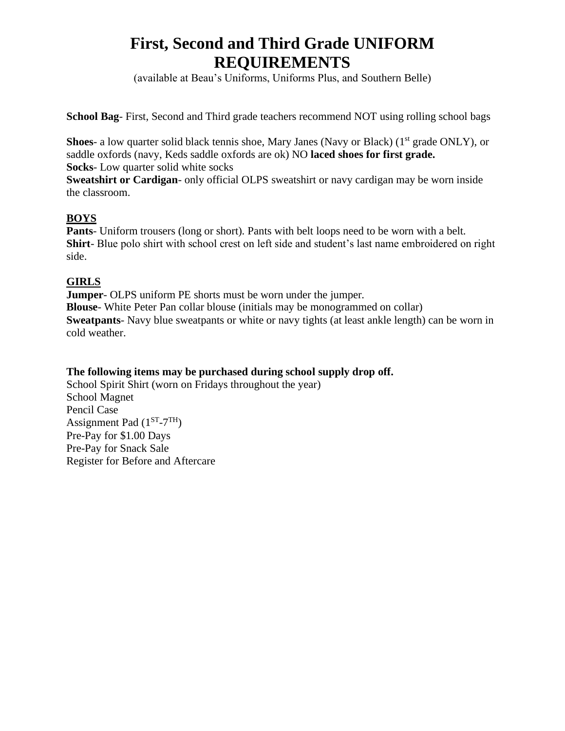# First, Second and Third Grade UNIFORM REQUIREMENTS

(available at Beau's Uniforms, Uniforms Plus, and Southern Belle)

**School Bag**- First, Second and Third grade teachers recommend NOT using rolling school bags

**Shoes**- a low quarter solid black tennis shoe, Mary Janes (Navy or Black) (1st grade ONLY), or saddle oxfords (navy, Keds saddle oxfords are ok) NO **laced shoes for first grade.**
**Socks**- Low quarter solid white socks
**Sweatshirt or Cardigan**- only official OLPS sweatshirt or navy cardigan may be worn inside the classroom.

**BOYS**
**Pants**- Uniform trousers (long or short). Pants with belt loops need to be worn with a belt.
**Shirt**- Blue polo shirt with school crest on left side and student's last name embroidered on right side.

**GIRLS**
**Jumper**- OLPS uniform PE shorts must be worn under the jumper.
**Blouse**- White Peter Pan collar blouse (initials may be monogrammed on collar)
**Sweatpants**- Navy blue sweatpants or white or navy tights (at least ankle length) can be worn in cold weather.

**The following items may be purchased during school supply drop off.**
School Spirit Shirt (worn on Fridays throughout the year)
School Magnet
Pencil Case
Assignment Pad (1ST-7TH)
Pre-Pay for $1.00 Days
Pre-Pay for Snack Sale
Register for Before and Aftercare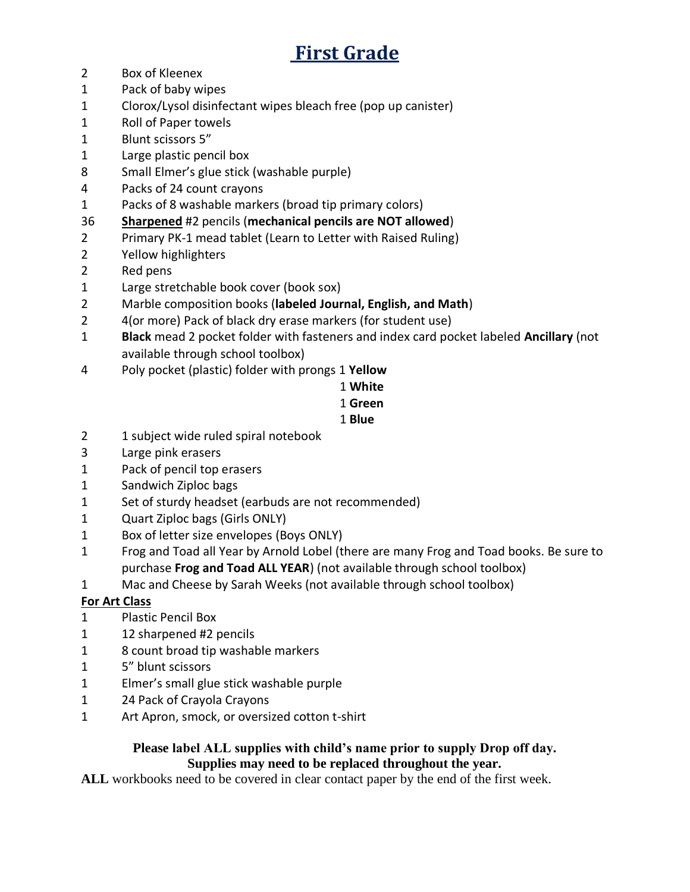# First Grade

| | |
|---|---|
| 2 | Box of Kleenex |
| 1 | Pack of baby wipes |
| 1 | Clorox/Lysol disinfectant wipes bleach free (pop up canister) |
| 1 | Roll of Paper towels |
| 1 | Blunt scissors 5" |
| 1 | Large plastic pencil box |
| 8 | Small Elmer's glue stick (washable purple) |
| 4 | Packs of 24 count crayons |
| 1 | Packs of 8 washable markers (broad tip primary colors) |
| 36 | <u>**Sharpened**</u> #2 pencils (**mechanical pencils are NOT allowed**) |
| 2 | Primary PK-1 mead tablet (Learn to Letter with Raised Ruling) |
| 2 | Yellow highlighters |
| 2 | Red pens |
| 1 | Large stretchable book cover (book sox) |
| 2 | Marble composition books (**labeled Journal, English, and Math**) |
| 2 | 4(or more) Pack of black dry erase markers (for student use) |
| 1 | **Black** mead 2 pocket folder with fasteners and index card pocket labeled **Ancillary** (not available through school toolbox) |
| 4 | Poly pocket (plastic) folder with prongs 1 **Yellow**, 1 **White**, 1 **Green**, 1 **Blue** |
| 2 | 1 subject wide ruled spiral notebook |
| 3 | Large pink erasers |
| 1 | Pack of pencil top erasers |
| 1 | Sandwich Ziploc bags |
| 1 | Set of sturdy headset (earbuds are not recommended) |
| 1 | Quart Ziploc bags (Girls ONLY) |
| 1 | Box of letter size envelopes (Boys ONLY) |
| 1 | Frog and Toad all Year by Arnold Lobel (there are many Frog and Toad books. Be sure to purchase **Frog and Toad ALL YEAR**) (not available through school toolbox) |
| 1 | Mac and Cheese by Sarah Weeks (not available through school toolbox) |

<u>**For Art Class**</u>

| | |
|---|---|
| 1 | Plastic Pencil Box |
| 1 | 12 sharpened #2 pencils |
| 1 | 8 count broad tip washable markers |
| 1 | 5" blunt scissors |
| 1 | Elmer's small glue stick washable purple |
| 1 | 24 Pack of Crayola Crayons |
| 1 | Art Apron, smock, or oversized cotton t-shirt |

**Please label ALL supplies with child's name prior to supply Drop off day.**
**Supplies may need to be replaced throughout the year.**

**ALL** workbooks need to be covered in clear contact paper by the end of the first week.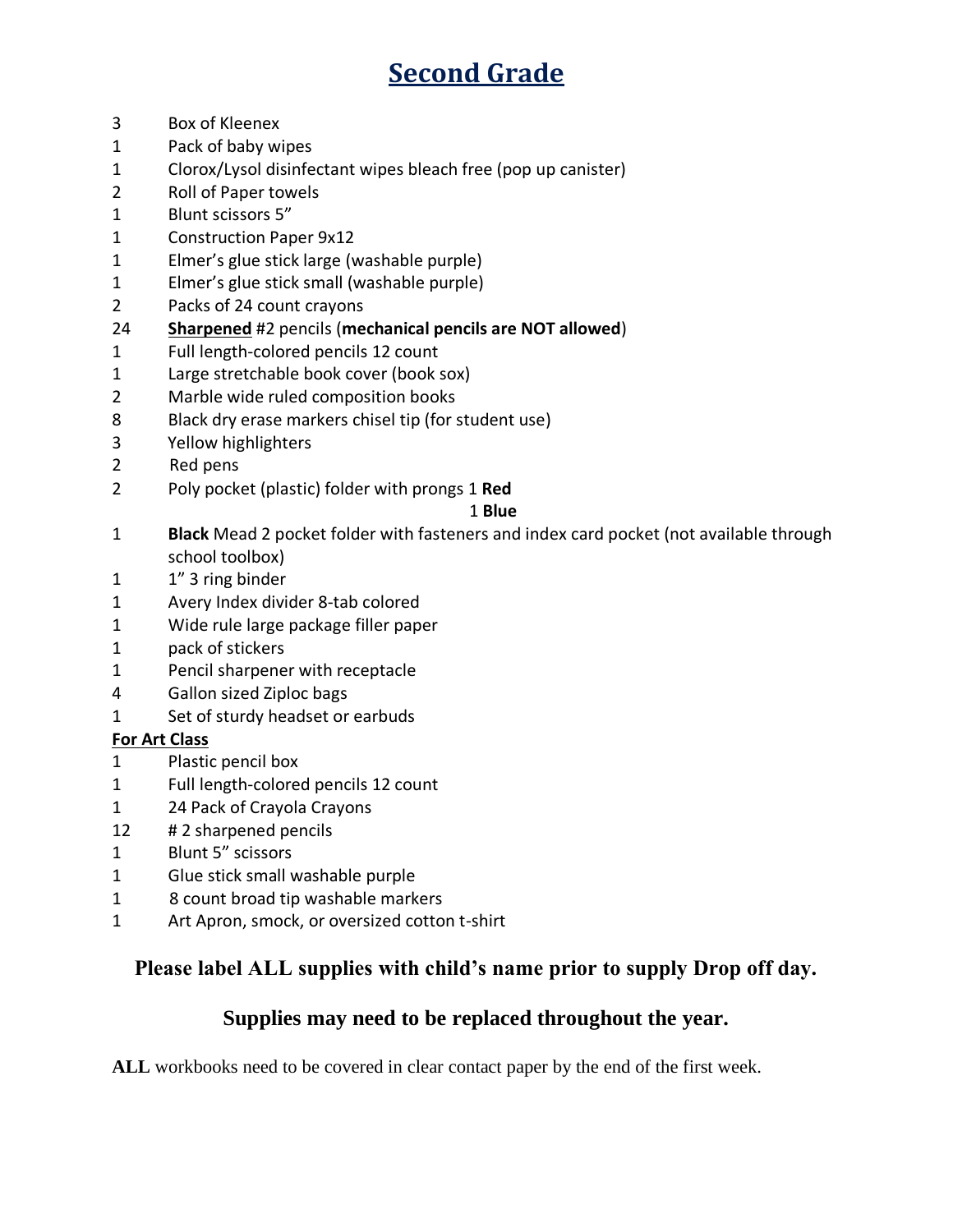# Second Grade

- 3 Box of Kleenex
- 1 Pack of baby wipes
- 1 Clorox/Lysol disinfectant wipes bleach free (pop up canister)
- 2 Roll of Paper towels
- 1 Blunt scissors 5"
- 1 Construction Paper 9x12
- 1 Elmer's glue stick large (washable purple)
- 1 Elmer's glue stick small (washable purple)
- 2 Packs of 24 count crayons
- 24 **Sharpened** #2 pencils (**mechanical pencils are NOT allowed**)
- 1 Full length-colored pencils 12 count
- 1 Large stretchable book cover (book sox)
- 2 Marble wide ruled composition books
- 8 Black dry erase markers chisel tip (for student use)
- 3 Yellow highlighters
- 2 Red pens
- 2 Poly pocket (plastic) folder with prongs 1 **Red**, 1 **Blue**
- 1 **Black** Mead 2 pocket folder with fasteners and index card pocket (not available through school toolbox)
- 1 1" 3 ring binder
- 1 Avery Index divider 8-tab colored
- 1 Wide rule large package filler paper
- 1 pack of stickers
- 1 Pencil sharpener with receptacle
- 4 Gallon sized Ziploc bags
- 1 Set of sturdy headset or earbuds

**For Art Class**

- 1 Plastic pencil box
- 1 Full length-colored pencils 12 count
- 1 24 Pack of Crayola Crayons
- 12 # 2 sharpened pencils
- 1 Blunt 5" scissors
- 1 Glue stick small washable purple
- 1 8 count broad tip washable markers
- 1 Art Apron, smock, or oversized cotton t-shirt

**Please label ALL supplies with child's name prior to supply Drop off day.**

**Supplies may need to be replaced throughout the year.**

**ALL** workbooks need to be covered in clear contact paper by the end of the first week.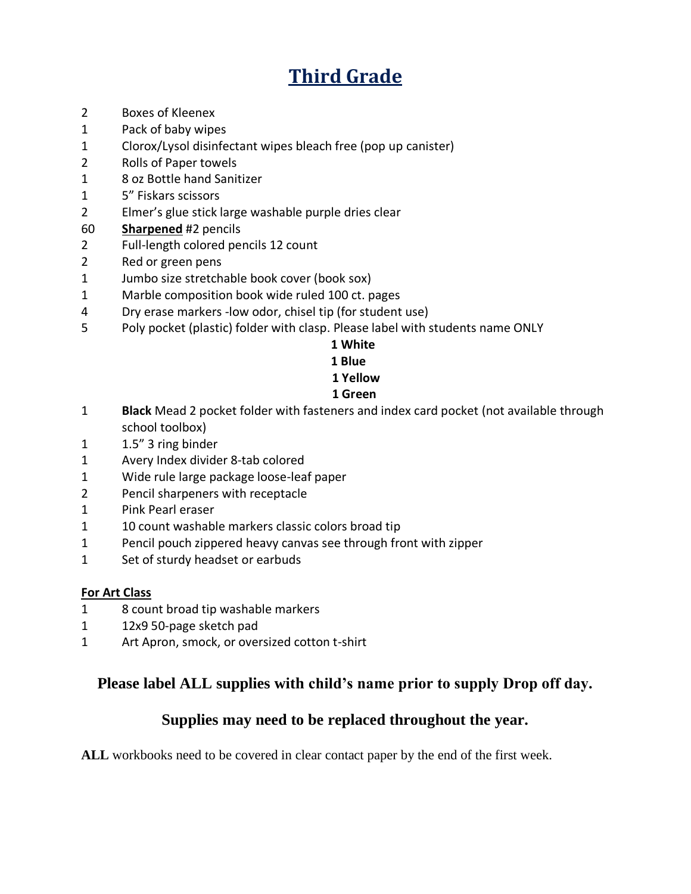# Third Grade

- 2 Boxes of Kleenex
- 1 Pack of baby wipes
- 1 Clorox/Lysol disinfectant wipes bleach free (pop up canister)
- 2 Rolls of Paper towels
- 1 8 oz Bottle hand Sanitizer
- 1 5" Fiskars scissors
- 2 Elmer's glue stick large washable purple dries clear
- 60 **Sharpened** #2 pencils
- 2 Full-length colored pencils 12 count
- 2 Red or green pens
- 1 Jumbo size stretchable book cover (book sox)
- 1 Marble composition book wide ruled 100 ct. pages
- 4 Dry erase markers -low odor, chisel tip (for student use)
- 5 Poly pocket (plastic) folder with clasp. Please label with students name ONLY
  - **1 White**
  - **1 Blue**
  - **1 Yellow**
  - **1 Green**
- 1 **Black** Mead 2 pocket folder with fasteners and index card pocket (not available through school toolbox)
- 1 1.5" 3 ring binder
- 1 Avery Index divider 8-tab colored
- 1 Wide rule large package loose-leaf paper
- 2 Pencil sharpeners with receptacle
- 1 Pink Pearl eraser
- 1 10 count washable markers classic colors broad tip
- 1 Pencil pouch zippered heavy canvas see through front with zipper
- 1 Set of sturdy headset or earbuds

**For Art Class**

- 1 8 count broad tip washable markers
- 1 12x9 50-page sketch pad
- 1 Art Apron, smock, or oversized cotton t-shirt

**Please label ALL supplies with child's name prior to supply Drop off day.**

**Supplies may need to be replaced throughout the year.**

**ALL** workbooks need to be covered in clear contact paper by the end of the first week.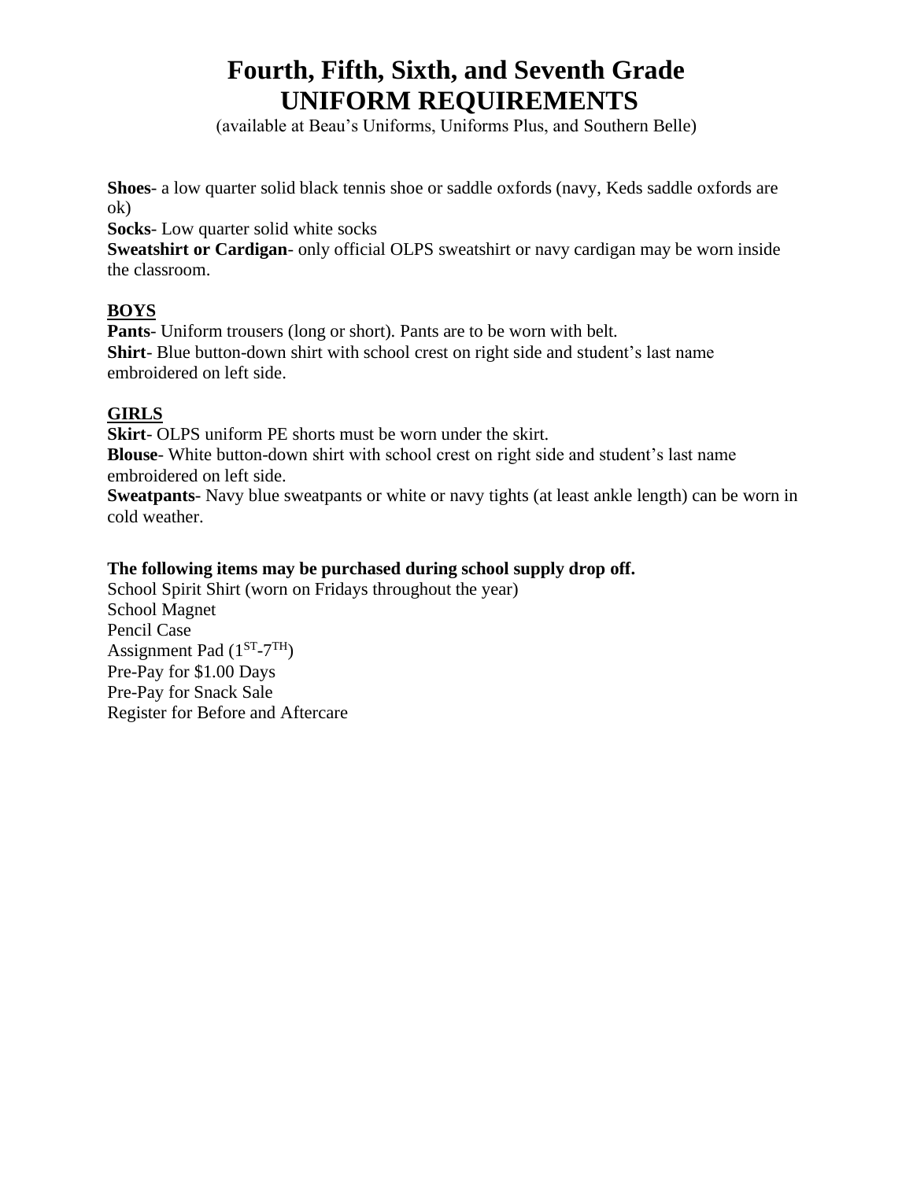# Fourth, Fifth, Sixth, and Seventh Grade
# UNIFORM REQUIREMENTS

(available at Beau's Uniforms, Uniforms Plus, and Southern Belle)

**Shoes**- a low quarter solid black tennis shoe or saddle oxfords (navy, Keds saddle oxfords are ok)
**Socks**- Low quarter solid white socks
**Sweatshirt or Cardigan**- only official OLPS sweatshirt or navy cardigan may be worn inside the classroom.

**BOYS**
**Pants**- Uniform trousers (long or short). Pants are to be worn with belt.
**Shirt**- Blue button-down shirt with school crest on right side and student's last name embroidered on left side.

**GIRLS**
**Skirt**- OLPS uniform PE shorts must be worn under the skirt.
**Blouse**- White button-down shirt with school crest on right side and student's last name embroidered on left side.
**Sweatpants**- Navy blue sweatpants or white or navy tights (at least ankle length) can be worn in cold weather.

**The following items may be purchased during school supply drop off.**
School Spirit Shirt (worn on Fridays throughout the year)
School Magnet
Pencil Case
Assignment Pad ($1^{ST}$-$7^{TH}$)
Pre-Pay for $1.00 Days
Pre-Pay for Snack Sale
Register for Before and Aftercare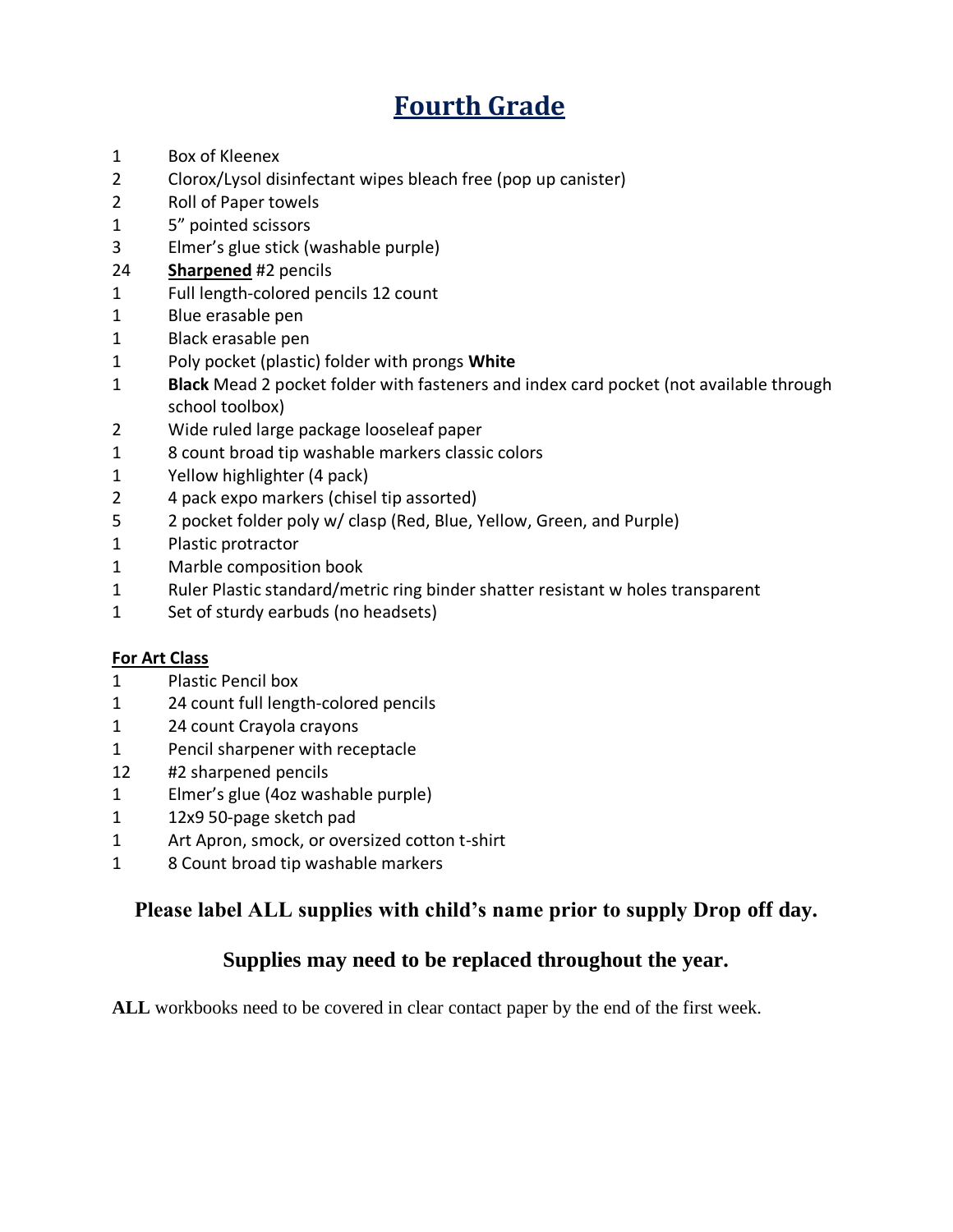# Fourth Grade

1 Box of Kleenex
2 Clorox/Lysol disinfectant wipes bleach free (pop up canister)
2 Roll of Paper towels
1 5" pointed scissors
3 Elmer's glue stick (washable purple)
24 **Sharpened** #2 pencils
1 Full length-colored pencils 12 count
1 Blue erasable pen
1 Black erasable pen
1 Poly pocket (plastic) folder with prongs **White**
1 **Black** Mead 2 pocket folder with fasteners and index card pocket (not available through school toolbox)
2 Wide ruled large package looseleaf paper
1 8 count broad tip washable markers classic colors
1 Yellow highlighter (4 pack)
2 4 pack expo markers (chisel tip assorted)
5 2 pocket folder poly w/ clasp (Red, Blue, Yellow, Green, and Purple)
1 Plastic protractor
1 Marble composition book
1 Ruler Plastic standard/metric ring binder shatter resistant w holes transparent
1 Set of sturdy earbuds (no headsets)

**For Art Class**

1 Plastic Pencil box
1 24 count full length-colored pencils
1 24 count Crayola crayons
1 Pencil sharpener with receptacle
12 #2 sharpened pencils
1 Elmer's glue (4oz washable purple)
1 12x9 50-page sketch pad
1 Art Apron, smock, or oversized cotton t-shirt
1 8 Count broad tip washable markers

**Please label ALL supplies with child's name prior to supply Drop off day.**

**Supplies may need to be replaced throughout the year.**

**ALL** workbooks need to be covered in clear contact paper by the end of the first week.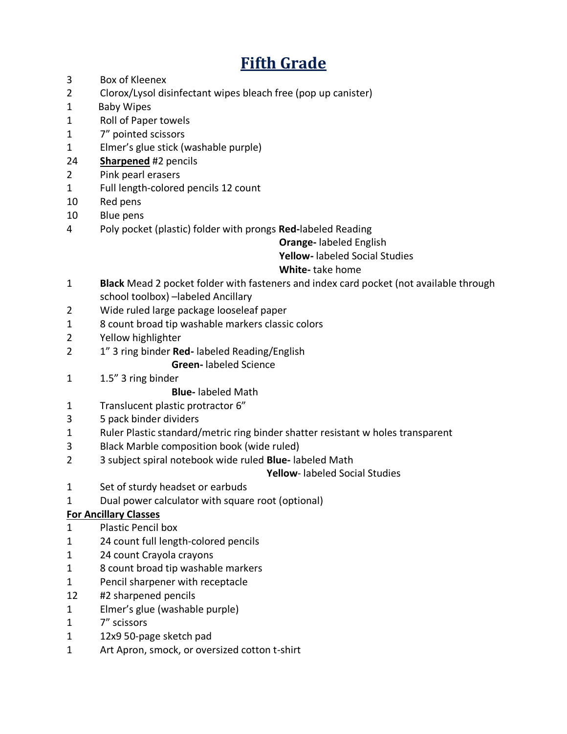# **Fifth Grade**

3 Box of Kleenex
2 Clorox/Lysol disinfectant wipes bleach free (pop up canister)
1 Baby Wipes
1 Roll of Paper towels
1 7" pointed scissors
1 Elmer's glue stick (washable purple)
24 **Sharpened** #2 pencils
2 Pink pearl erasers
1 Full length-colored pencils 12 count
10 Red pens
10 Blue pens
4 Poly pocket (plastic) folder with prongs **Red-**labeled Reading
**Orange-** labeled English
**Yellow-** labeled Social Studies
**White-** take home
1 **Black** Mead 2 pocket folder with fasteners and index card pocket (not available through school toolbox) –labeled Ancillary
2 Wide ruled large package looseleaf paper
1 8 count broad tip washable markers classic colors
2 Yellow highlighter
2 1" 3 ring binder **Red-** labeled Reading/English
**Green-** labeled Science
1 1.5" 3 ring binder
**Blue-** labeled Math
1 Translucent plastic protractor 6"
3 5 pack binder dividers
1 Ruler Plastic standard/metric ring binder shatter resistant w holes transparent
3 Black Marble composition book (wide ruled)
2 3 subject spiral notebook wide ruled **Blue-** labeled Math
**Yellow**- labeled Social Studies
1 Set of sturdy headset or earbuds
1 Dual power calculator with square root (optional)

**For Ancillary Classes**

1 Plastic Pencil box
1 24 count full length-colored pencils
1 24 count Crayola crayons
1 8 count broad tip washable markers
1 Pencil sharpener with receptacle
12 #2 sharpened pencils
1 Elmer's glue (washable purple)
1 7" scissors
1 12x9 50-page sketch pad
1 Art Apron, smock, or oversized cotton t-shirt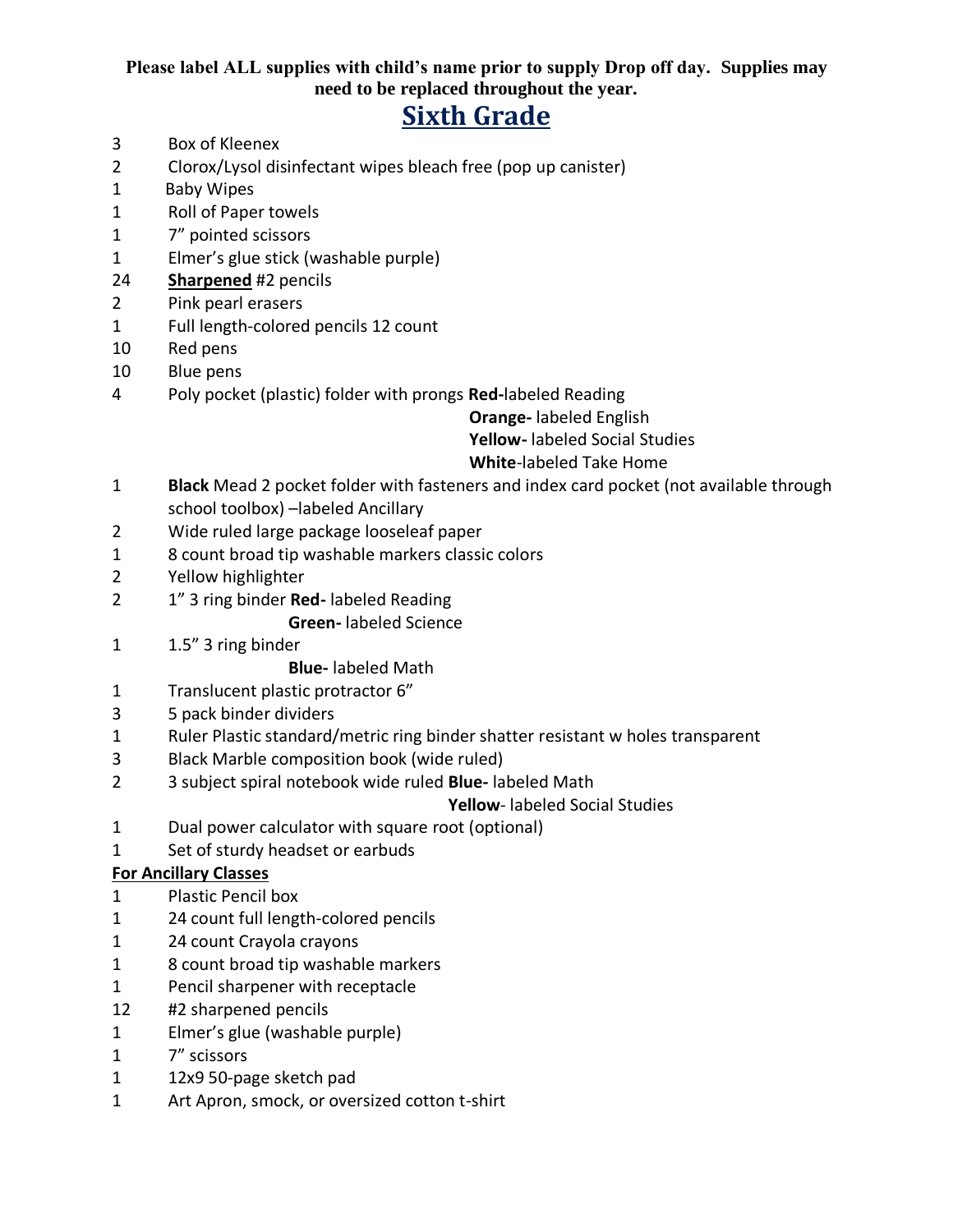**Please label ALL supplies with child's name prior to supply Drop off day. Supplies may need to be replaced throughout the year.**

# Sixth Grade

- 3 Box of Kleenex
- 2 Clorox/Lysol disinfectant wipes bleach free (pop up canister)
- 1 Baby Wipes
- 1 Roll of Paper towels
- 1 7" pointed scissors
- 1 Elmer's glue stick (washable purple)
- 24 **Sharpened** #2 pencils
- 2 Pink pearl erasers
- 1 Full length-colored pencils 12 count
- 10 Red pens
- 10 Blue pens
- 4 Poly pocket (plastic) folder with prongs **Red-**labeled Reading
  - **Orange-** labeled English
  - **Yellow-** labeled Social Studies
  - **White**-labeled Take Home
- 1 **Black** Mead 2 pocket folder with fasteners and index card pocket (not available through school toolbox) –labeled Ancillary
- 2 Wide ruled large package looseleaf paper
- 1 8 count broad tip washable markers classic colors
- 2 Yellow highlighter
- 2 1" 3 ring binder **Red-** labeled Reading
  - **Green-** labeled Science
- 1 1.5" 3 ring binder
  - **Blue-** labeled Math
- 1 Translucent plastic protractor 6"
- 3 5 pack binder dividers
- 1 Ruler Plastic standard/metric ring binder shatter resistant w holes transparent
- 3 Black Marble composition book (wide ruled)
- 2 3 subject spiral notebook wide ruled **Blue-** labeled Math
  - **Yellow**- labeled Social Studies
- 1 Dual power calculator with square root (optional)
- 1 Set of sturdy headset or earbuds

**For Ancillary Classes**

- 1 Plastic Pencil box
- 1 24 count full length-colored pencils
- 1 24 count Crayola crayons
- 1 8 count broad tip washable markers
- 1 Pencil sharpener with receptacle
- 12 #2 sharpened pencils
- 1 Elmer's glue (washable purple)
- 1 7" scissors
- 1 12x9 50-page sketch pad
- 1 Art Apron, smock, or oversized cotton t-shirt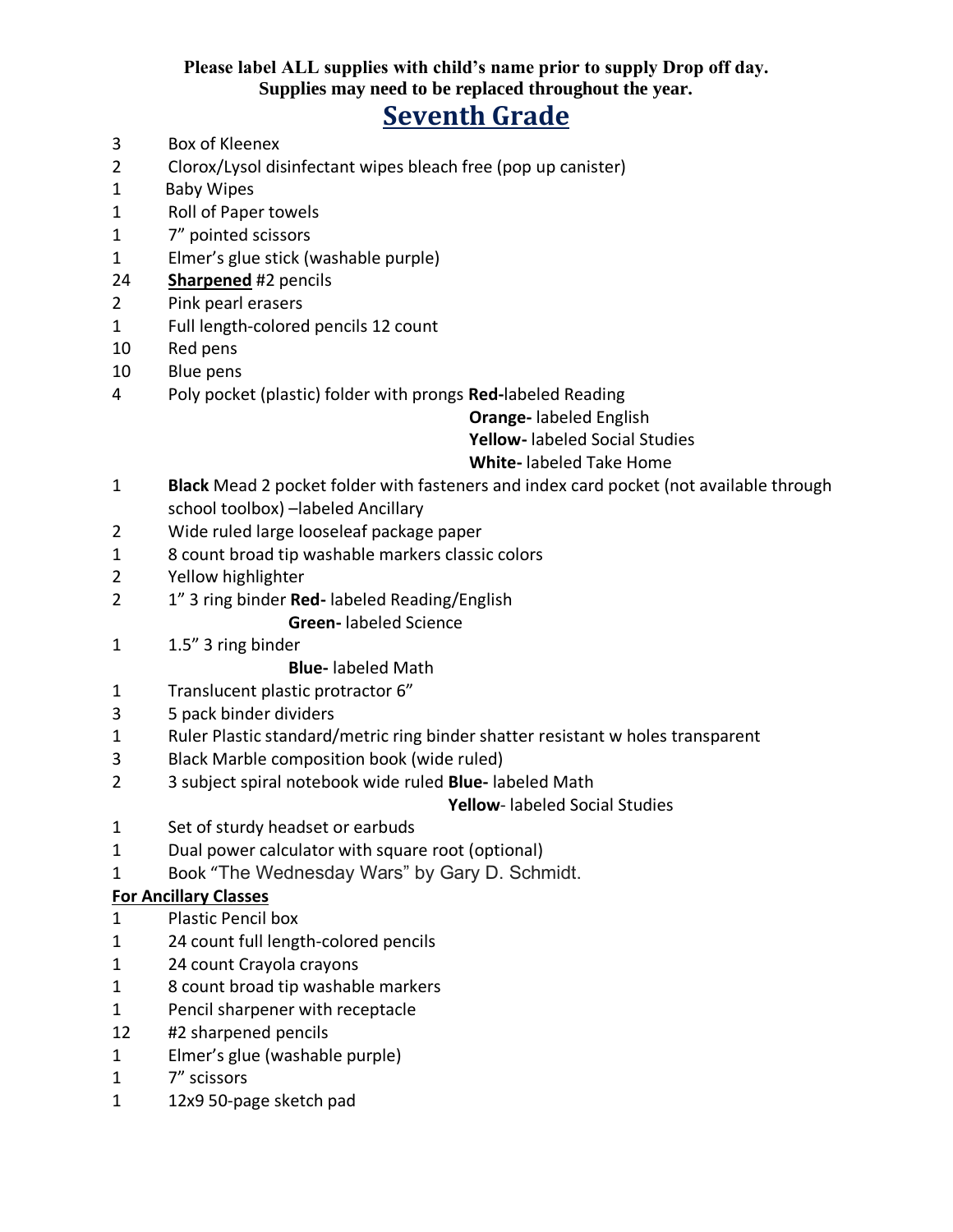**Please label ALL supplies with child's name prior to supply Drop off day.**
**Supplies may need to be replaced throughout the year.**

# Seventh Grade

3 Box of Kleenex
2 Clorox/Lysol disinfectant wipes bleach free (pop up canister)
1 Baby Wipes
1 Roll of Paper towels
1 7" pointed scissors
1 Elmer's glue stick (washable purple)
24 **Sharpened** #2 pencils
2 Pink pearl erasers
1 Full length-colored pencils 12 count
10 Red pens
10 Blue pens
4 Poly pocket (plastic) folder with prongs **Red-**labeled Reading
**Orange-** labeled English
**Yellow-** labeled Social Studies
**White-** labeled Take Home
1 **Black** Mead 2 pocket folder with fasteners and index card pocket (not available through school toolbox) –labeled Ancillary
2 Wide ruled large looseleaf package paper
1 8 count broad tip washable markers classic colors
2 Yellow highlighter
2 1" 3 ring binder **Red-** labeled Reading/English
**Green-** labeled Science
1 1.5" 3 ring binder
**Blue-** labeled Math
1 Translucent plastic protractor 6"
3 5 pack binder dividers
1 Ruler Plastic standard/metric ring binder shatter resistant w holes transparent
3 Black Marble composition book (wide ruled)
2 3 subject spiral notebook wide ruled **Blue-** labeled Math
**Yellow**- labeled Social Studies
1 Set of sturdy headset or earbuds
1 Dual power calculator with square root (optional)
1 Book "The Wednesday Wars" by Gary D. Schmidt.

**For Ancillary Classes**

1 Plastic Pencil box
1 24 count full length-colored pencils
1 24 count Crayola crayons
1 8 count broad tip washable markers
1 Pencil sharpener with receptacle
12 #2 sharpened pencils
1 Elmer's glue (washable purple)
1 7" scissors
1 12x9 50-page sketch pad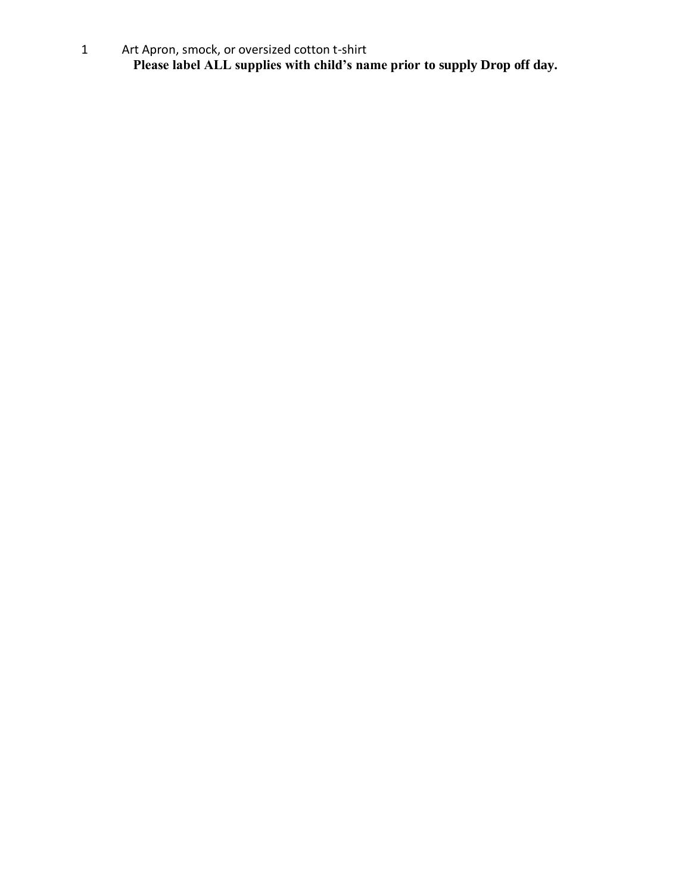1 Art Apron, smock, or oversized cotton t-shirt

**Please label ALL supplies with child's name prior to supply Drop off day.**